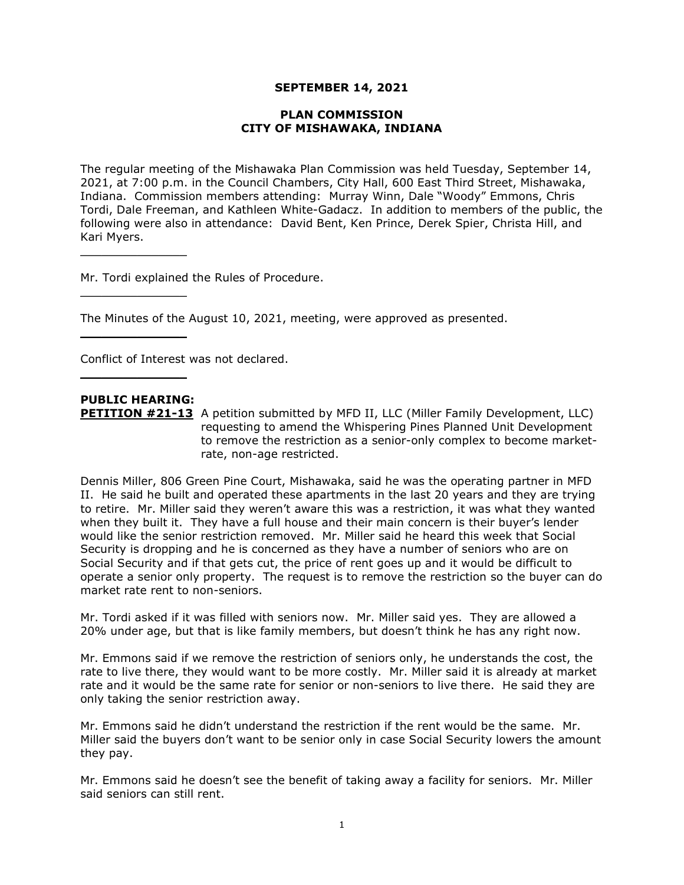**SEPTEMBER 14, 2021**

**PLAN COMMISSION**
**CITY OF MISHAWAKA, INDIANA**

The regular meeting of the Mishawaka Plan Commission was held Tuesday, September 14, 2021, at 7:00 p.m. in the Council Chambers, City Hall, 600 East Third Street, Mishawaka, Indiana. Commission members attending: Murray Winn, Dale "Woody" Emmons, Chris Tordi, Dale Freeman, and Kathleen White-Gadacz. In addition to members of the public, the following were also in attendance: David Bent, Ken Prince, Derek Spier, Christa Hill, and Kari Myers.

---

Mr. Tordi explained the Rules of Procedure.

---

The Minutes of the August 10, 2021, meeting, were approved as presented.

---

Conflict of Interest was not declared.

---

**PUBLIC HEARING:**

**PETITION #21-13** A petition submitted by MFD II, LLC (Miller Family Development, LLC) requesting to amend the Whispering Pines Planned Unit Development to remove the restriction as a senior-only complex to become market-rate, non-age restricted.

Dennis Miller, 806 Green Pine Court, Mishawaka, said he was the operating partner in MFD II. He said he built and operated these apartments in the last 20 years and they are trying to retire. Mr. Miller said they weren't aware this was a restriction, it was what they wanted when they built it. They have a full house and their main concern is their buyer's lender would like the senior restriction removed. Mr. Miller said he heard this week that Social Security is dropping and he is concerned as they have a number of seniors who are on Social Security and if that gets cut, the price of rent goes up and it would be difficult to operate a senior only property. The request is to remove the restriction so the buyer can do market rate rent to non-seniors.

Mr. Tordi asked if it was filled with seniors now. Mr. Miller said yes. They are allowed a 20% under age, but that is like family members, but doesn't think he has any right now.

Mr. Emmons said if we remove the restriction of seniors only, he understands the cost, the rate to live there, they would want to be more costly. Mr. Miller said it is already at market rate and it would be the same rate for senior or non-seniors to live there. He said they are only taking the senior restriction away.

Mr. Emmons said he didn't understand the restriction if the rent would be the same. Mr. Miller said the buyers don't want to be senior only in case Social Security lowers the amount they pay.

Mr. Emmons said he doesn't see the benefit of taking away a facility for seniors. Mr. Miller said seniors can still rent.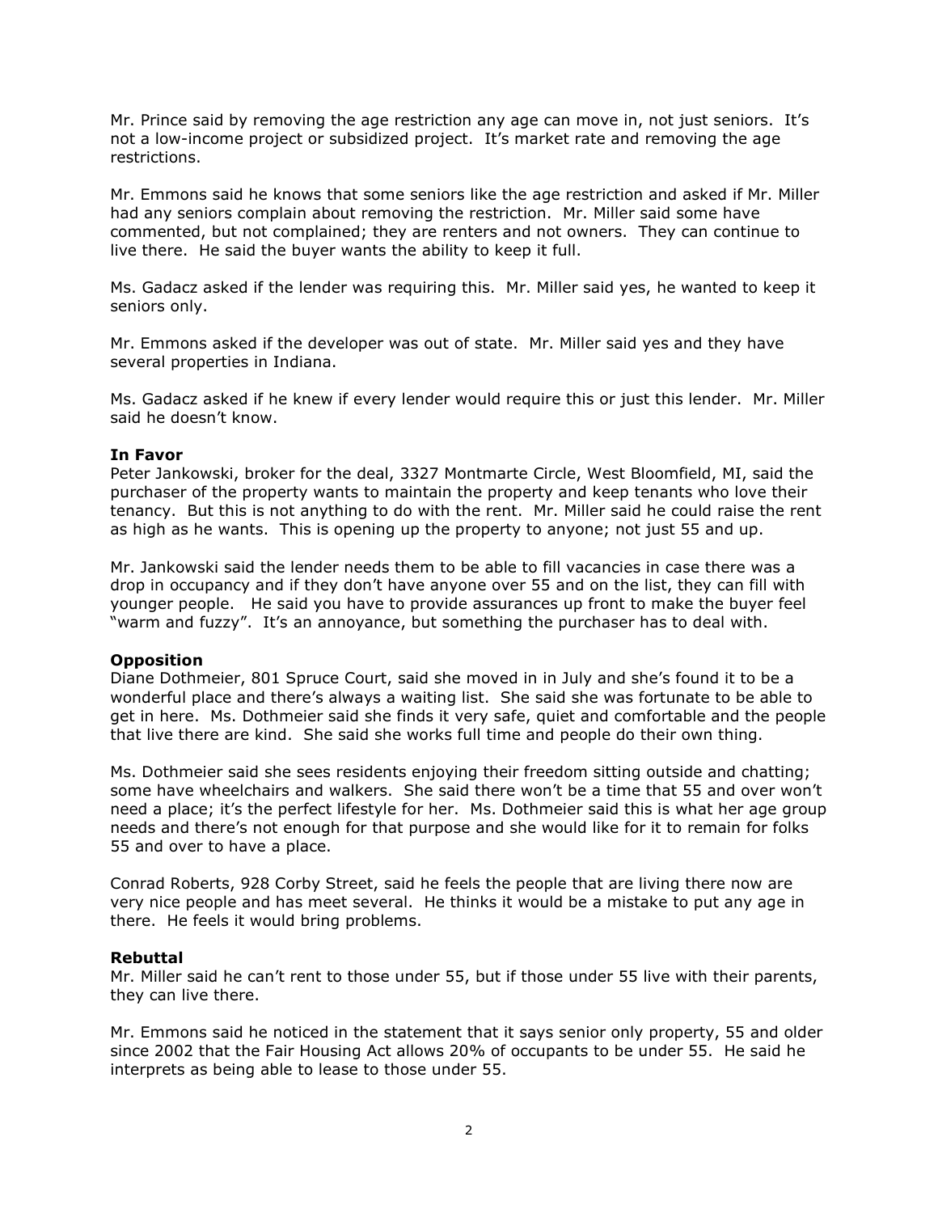Mr. Prince said by removing the age restriction any age can move in, not just seniors. It's not a low-income project or subsidized project. It's market rate and removing the age restrictions.

Mr. Emmons said he knows that some seniors like the age restriction and asked if Mr. Miller had any seniors complain about removing the restriction. Mr. Miller said some have commented, but not complained; they are renters and not owners. They can continue to live there. He said the buyer wants the ability to keep it full.

Ms. Gadacz asked if the lender was requiring this. Mr. Miller said yes, he wanted to keep it seniors only.

Mr. Emmons asked if the developer was out of state. Mr. Miller said yes and they have several properties in Indiana.

Ms. Gadacz asked if he knew if every lender would require this or just this lender. Mr. Miller said he doesn't know.

**In Favor**

Peter Jankowski, broker for the deal, 3327 Montmarte Circle, West Bloomfield, MI, said the purchaser of the property wants to maintain the property and keep tenants who love their tenancy. But this is not anything to do with the rent. Mr. Miller said he could raise the rent as high as he wants. This is opening up the property to anyone; not just 55 and up.

Mr. Jankowski said the lender needs them to be able to fill vacancies in case there was a drop in occupancy and if they don't have anyone over 55 and on the list, they can fill with younger people. He said you have to provide assurances up front to make the buyer feel "warm and fuzzy". It's an annoyance, but something the purchaser has to deal with.

**Opposition**

Diane Dothmeier, 801 Spruce Court, said she moved in in July and she's found it to be a wonderful place and there's always a waiting list. She said she was fortunate to be able to get in here. Ms. Dothmeier said she finds it very safe, quiet and comfortable and the people that live there are kind. She said she works full time and people do their own thing.

Ms. Dothmeier said she sees residents enjoying their freedom sitting outside and chatting; some have wheelchairs and walkers. She said there won't be a time that 55 and over won't need a place; it's the perfect lifestyle for her. Ms. Dothmeier said this is what her age group needs and there's not enough for that purpose and she would like for it to remain for folks 55 and over to have a place.

Conrad Roberts, 928 Corby Street, said he feels the people that are living there now are very nice people and has meet several. He thinks it would be a mistake to put any age in there. He feels it would bring problems.

**Rebuttal**

Mr. Miller said he can't rent to those under 55, but if those under 55 live with their parents, they can live there.

Mr. Emmons said he noticed in the statement that it says senior only property, 55 and older since 2002 that the Fair Housing Act allows 20% of occupants to be under 55. He said he interprets as being able to lease to those under 55.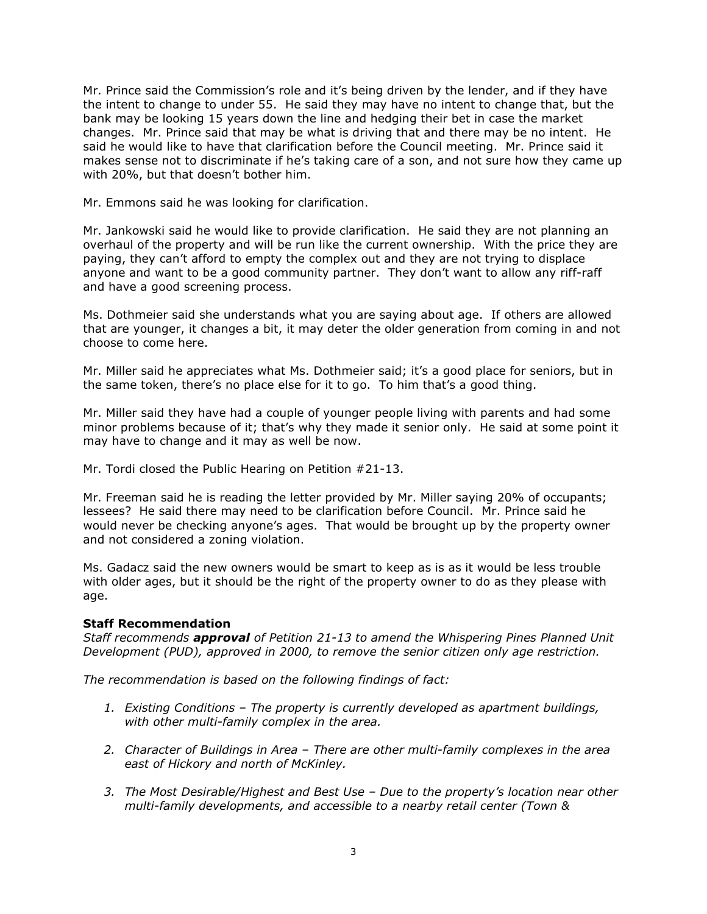Mr. Prince said the Commission's role and it's being driven by the lender, and if they have the intent to change to under 55. He said they may have no intent to change that, but the bank may be looking 15 years down the line and hedging their bet in case the market changes. Mr. Prince said that may be what is driving that and there may be no intent. He said he would like to have that clarification before the Council meeting. Mr. Prince said it makes sense not to discriminate if he's taking care of a son, and not sure how they came up with 20%, but that doesn't bother him.

Mr. Emmons said he was looking for clarification.

Mr. Jankowski said he would like to provide clarification. He said they are not planning an overhaul of the property and will be run like the current ownership. With the price they are paying, they can't afford to empty the complex out and they are not trying to displace anyone and want to be a good community partner. They don't want to allow any riff-raff and have a good screening process.

Ms. Dothmeier said she understands what you are saying about age. If others are allowed that are younger, it changes a bit, it may deter the older generation from coming in and not choose to come here.

Mr. Miller said he appreciates what Ms. Dothmeier said; it's a good place for seniors, but in the same token, there's no place else for it to go. To him that's a good thing.

Mr. Miller said they have had a couple of younger people living with parents and had some minor problems because of it; that's why they made it senior only. He said at some point it may have to change and it may as well be now.

Mr. Tordi closed the Public Hearing on Petition #21-13.

Mr. Freeman said he is reading the letter provided by Mr. Miller saying 20% of occupants; lessees? He said there may need to be clarification before Council. Mr. Prince said he would never be checking anyone's ages. That would be brought up by the property owner and not considered a zoning violation.

Ms. Gadacz said the new owners would be smart to keep as is as it would be less trouble with older ages, but it should be the right of the property owner to do as they please with age.

**Staff Recommendation**

*Staff recommends **approval** of Petition 21-13 to amend the Whispering Pines Planned Unit Development (PUD), approved in 2000, to remove the senior citizen only age restriction.*

*The recommendation is based on the following findings of fact:*

1. *Existing Conditions – The property is currently developed as apartment buildings, with other multi-family complex in the area.*
2. *Character of Buildings in Area – There are other multi-family complexes in the area east of Hickory and north of McKinley.*
3. *The Most Desirable/Highest and Best Use – Due to the property's location near other multi-family developments, and accessible to a nearby retail center (Town &*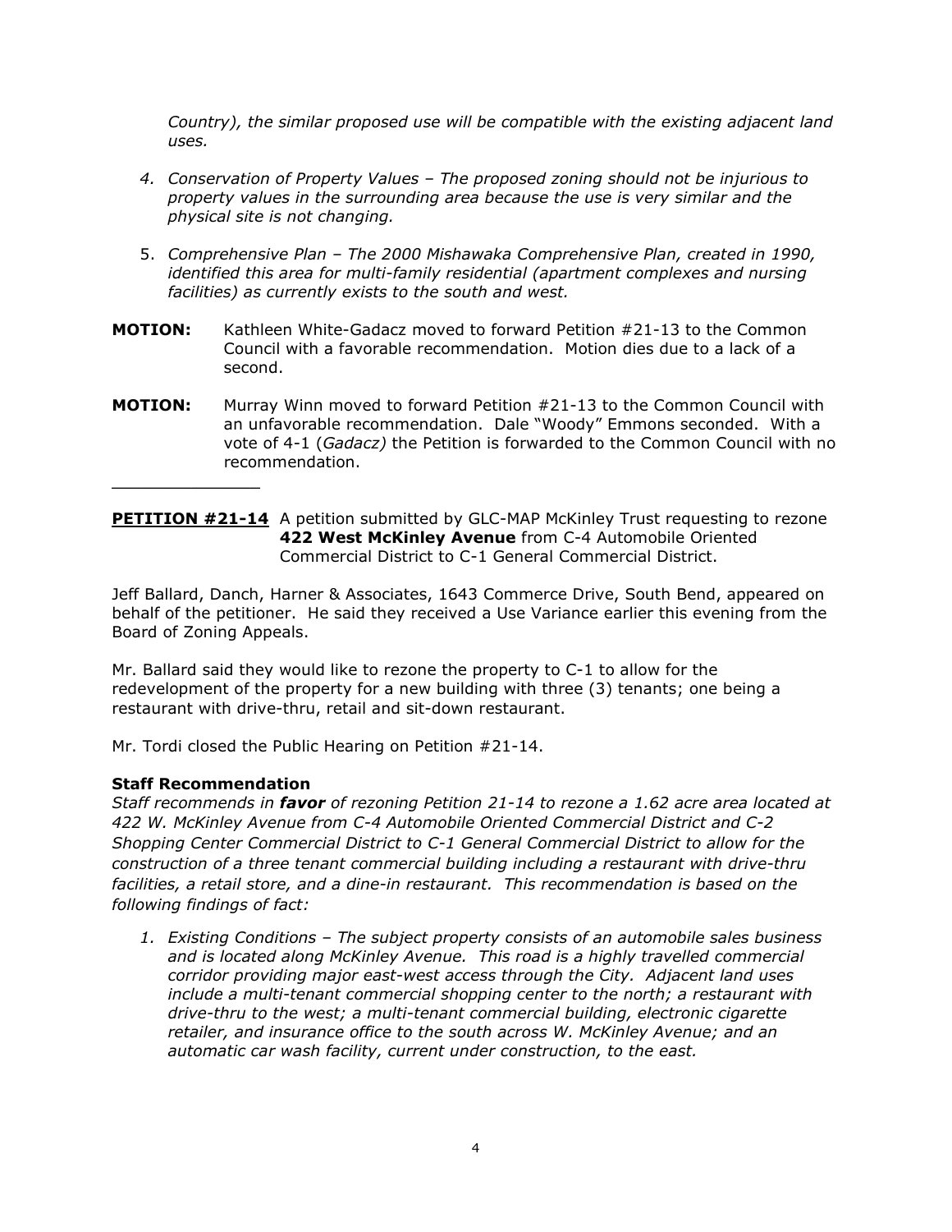*Country), the similar proposed use will be compatible with the existing adjacent land uses.*

4. *Conservation of Property Values – The proposed zoning should not be injurious to property values in the surrounding area because the use is very similar and the physical site is not changing.*

5. *Comprehensive Plan – The 2000 Mishawaka Comprehensive Plan, created in 1990, identified this area for multi-family residential (apartment complexes and nursing facilities) as currently exists to the south and west.*

**MOTION:** Kathleen White-Gadacz moved to forward Petition #21-13 to the Common Council with a favorable recommendation. Motion dies due to a lack of a second.

**MOTION:** Murray Winn moved to forward Petition #21-13 to the Common Council with an unfavorable recommendation. Dale "Woody" Emmons seconded. With a vote of 4-1 (*Gadacz)* the Petition is forwarded to the Common Council with no recommendation.

---

**PETITION #21-14** A petition submitted by GLC-MAP McKinley Trust requesting to rezone **422 West McKinley Avenue** from C-4 Automobile Oriented Commercial District to C-1 General Commercial District.

Jeff Ballard, Danch, Harner & Associates, 1643 Commerce Drive, South Bend, appeared on behalf of the petitioner. He said they received a Use Variance earlier this evening from the Board of Zoning Appeals.

Mr. Ballard said they would like to rezone the property to C-1 to allow for the redevelopment of the property for a new building with three (3) tenants; one being a restaurant with drive-thru, retail and sit-down restaurant.

Mr. Tordi closed the Public Hearing on Petition #21-14.

**Staff Recommendation**

*Staff recommends in **favor** of rezoning Petition 21-14 to rezone a 1.62 acre area located at 422 W. McKinley Avenue from C-4 Automobile Oriented Commercial District and C-2 Shopping Center Commercial District to C-1 General Commercial District to allow for the construction of a three tenant commercial building including a restaurant with drive-thru facilities, a retail store, and a dine-in restaurant. This recommendation is based on the following findings of fact:*

1. *Existing Conditions – The subject property consists of an automobile sales business and is located along McKinley Avenue. This road is a highly travelled commercial corridor providing major east-west access through the City. Adjacent land uses include a multi-tenant commercial shopping center to the north; a restaurant with drive-thru to the west; a multi-tenant commercial building, electronic cigarette retailer, and insurance office to the south across W. McKinley Avenue; and an automatic car wash facility, current under construction, to the east.*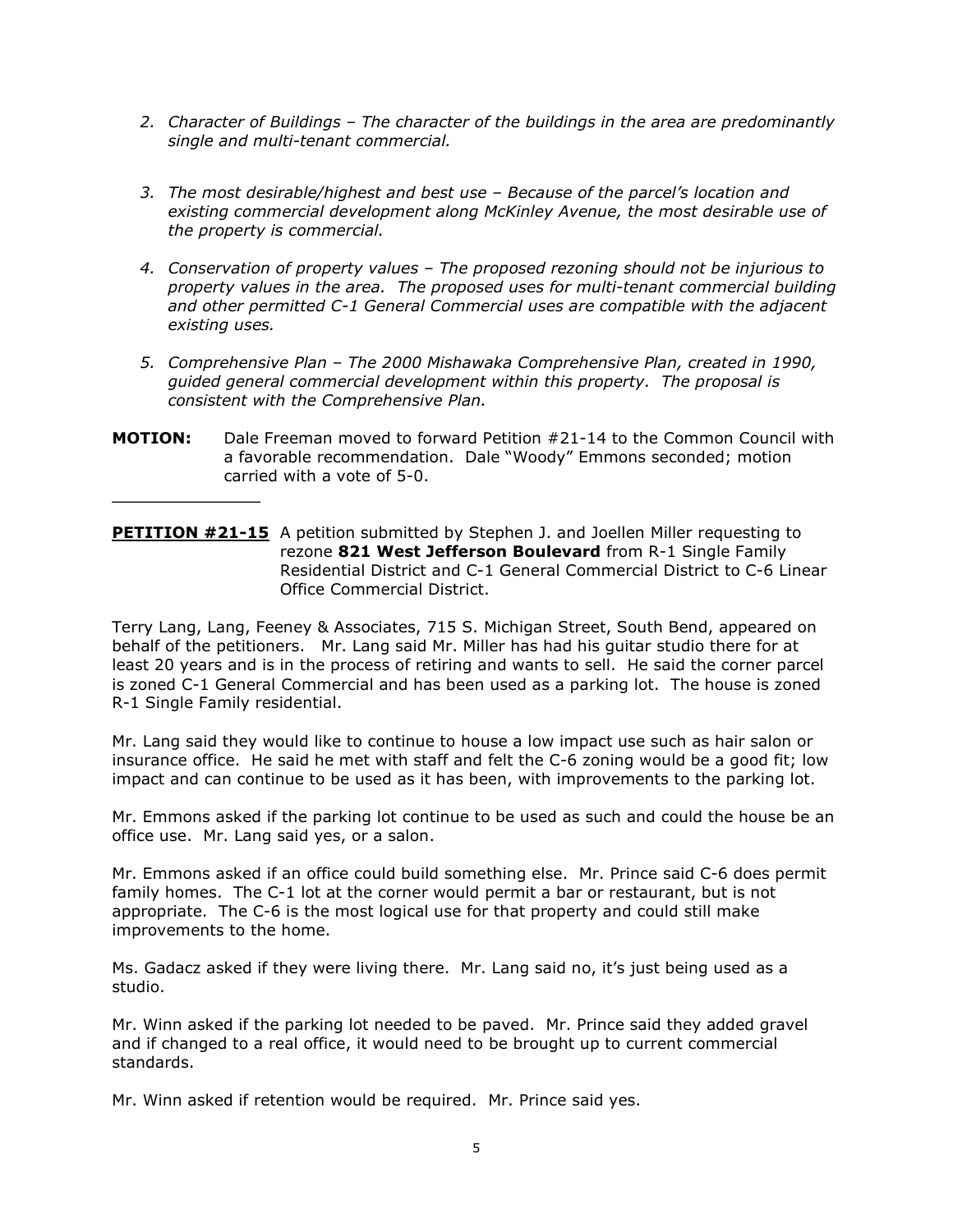2. *Character of Buildings – The character of the buildings in the area are predominantly single and multi-tenant commercial.*

3. *The most desirable/highest and best use – Because of the parcel's location and existing commercial development along McKinley Avenue, the most desirable use of the property is commercial.*

4. *Conservation of property values – The proposed rezoning should not be injurious to property values in the area. The proposed uses for multi-tenant commercial building and other permitted C-1 General Commercial uses are compatible with the adjacent existing uses.*

5. *Comprehensive Plan – The 2000 Mishawaka Comprehensive Plan, created in 1990, guided general commercial development within this property. The proposal is consistent with the Comprehensive Plan.*

**MOTION:** Dale Freeman moved to forward Petition #21-14 to the Common Council with a favorable recommendation. Dale "Woody" Emmons seconded; motion carried with a vote of 5-0.

---

**PETITION #21-15** A petition submitted by Stephen J. and Joellen Miller requesting to rezone **821 West Jefferson Boulevard** from R-1 Single Family Residential District and C-1 General Commercial District to C-6 Linear Office Commercial District.

Terry Lang, Lang, Feeney & Associates, 715 S. Michigan Street, South Bend, appeared on behalf of the petitioners. Mr. Lang said Mr. Miller has had his guitar studio there for at least 20 years and is in the process of retiring and wants to sell. He said the corner parcel is zoned C-1 General Commercial and has been used as a parking lot. The house is zoned R-1 Single Family residential.

Mr. Lang said they would like to continue to house a low impact use such as hair salon or insurance office. He said he met with staff and felt the C-6 zoning would be a good fit; low impact and can continue to be used as it has been, with improvements to the parking lot.

Mr. Emmons asked if the parking lot continue to be used as such and could the house be an office use. Mr. Lang said yes, or a salon.

Mr. Emmons asked if an office could build something else. Mr. Prince said C-6 does permit family homes. The C-1 lot at the corner would permit a bar or restaurant, but is not appropriate. The C-6 is the most logical use for that property and could still make improvements to the home.

Ms. Gadacz asked if they were living there. Mr. Lang said no, it's just being used as a studio.

Mr. Winn asked if the parking lot needed to be paved. Mr. Prince said they added gravel and if changed to a real office, it would need to be brought up to current commercial standards.

Mr. Winn asked if retention would be required. Mr. Prince said yes.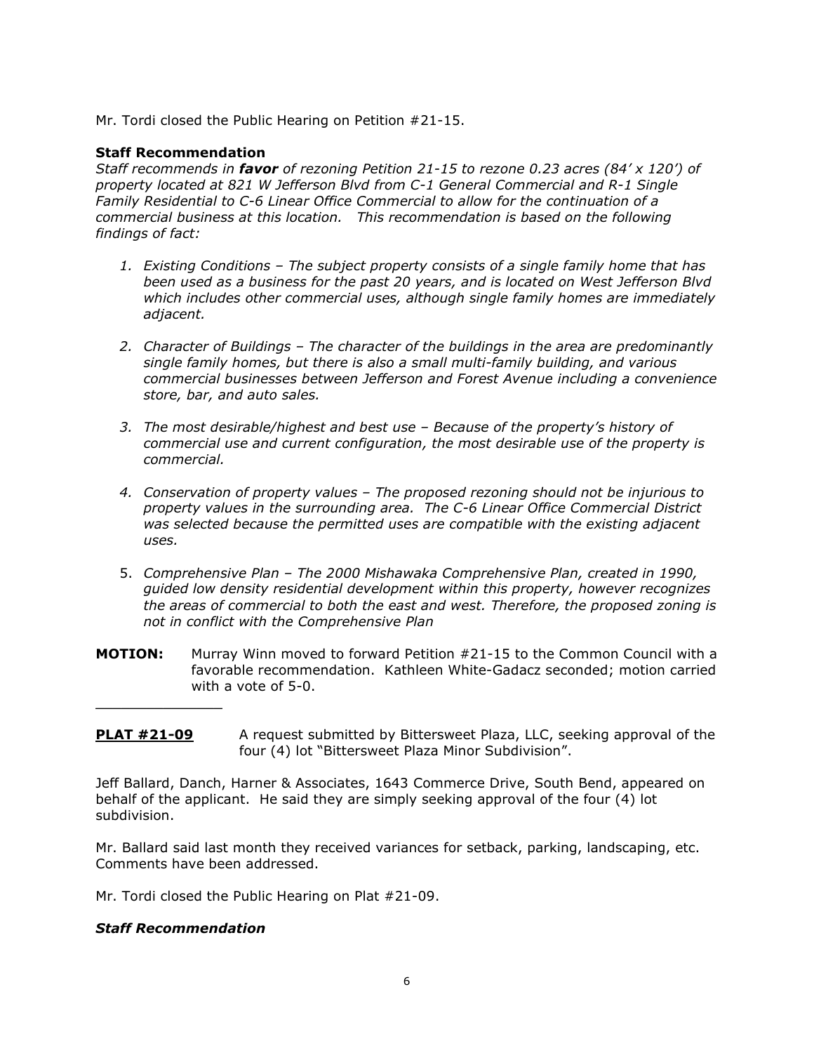Mr. Tordi closed the Public Hearing on Petition #21-15.

**Staff Recommendation**

*Staff recommends in **favor** of rezoning Petition 21-15 to rezone 0.23 acres (84' x 120') of property located at 821 W Jefferson Blvd from C-1 General Commercial and R-1 Single Family Residential to C-6 Linear Office Commercial to allow for the continuation of a commercial business at this location. This recommendation is based on the following findings of fact:*

1. *Existing Conditions – The subject property consists of a single family home that has been used as a business for the past 20 years, and is located on West Jefferson Blvd which includes other commercial uses, although single family homes are immediately adjacent.*
2. *Character of Buildings – The character of the buildings in the area are predominantly single family homes, but there is also a small multi-family building, and various commercial businesses between Jefferson and Forest Avenue including a convenience store, bar, and auto sales.*
3. *The most desirable/highest and best use – Because of the property's history of commercial use and current configuration, the most desirable use of the property is commercial.*
4. *Conservation of property values – The proposed rezoning should not be injurious to property values in the surrounding area. The C-6 Linear Office Commercial District was selected because the permitted uses are compatible with the existing adjacent uses.*
5. *Comprehensive Plan – The 2000 Mishawaka Comprehensive Plan, created in 1990, guided low density residential development within this property, however recognizes the areas of commercial to both the east and west. Therefore, the proposed zoning is not in conflict with the Comprehensive Plan*

**MOTION:** Murray Winn moved to forward Petition #21-15 to the Common Council with a favorable recommendation. Kathleen White-Gadacz seconded; motion carried with a vote of 5-0.

---

**PLAT #21-09** A request submitted by Bittersweet Plaza, LLC, seeking approval of the four (4) lot "Bittersweet Plaza Minor Subdivision".

Jeff Ballard, Danch, Harner & Associates, 1643 Commerce Drive, South Bend, appeared on behalf of the applicant. He said they are simply seeking approval of the four (4) lot subdivision.

Mr. Ballard said last month they received variances for setback, parking, landscaping, etc. Comments have been addressed.

Mr. Tordi closed the Public Hearing on Plat #21-09.

***Staff Recommendation***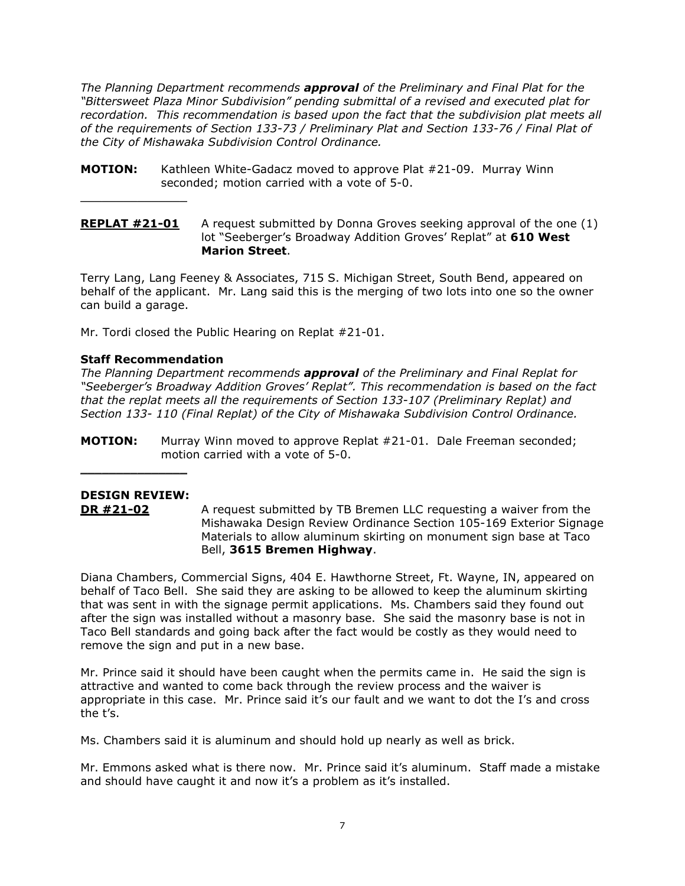*The Planning Department recommends **approval** of the Preliminary and Final Plat for the "Bittersweet Plaza Minor Subdivision" pending submittal of a revised and executed plat for recordation. This recommendation is based upon the fact that the subdivision plat meets all of the requirements of Section 133-73 / Preliminary Plat and Section 133-76 / Final Plat of the City of Mishawaka Subdivision Control Ordinance.*

**MOTION:** Kathleen White-Gadacz moved to approve Plat #21-09. Murray Winn seconded; motion carried with a vote of 5-0.

---

**REPLAT #21-01** A request submitted by Donna Groves seeking approval of the one (1) lot "Seeberger's Broadway Addition Groves' Replat" at **610 West Marion Street**.

Terry Lang, Lang Feeney & Associates, 715 S. Michigan Street, South Bend, appeared on behalf of the applicant. Mr. Lang said this is the merging of two lots into one so the owner can build a garage.

Mr. Tordi closed the Public Hearing on Replat #21-01.

**Staff Recommendation**

*The Planning Department recommends **approval** of the Preliminary and Final Replat for "Seeberger's Broadway Addition Groves' Replat". This recommendation is based on the fact that the replat meets all the requirements of Section 133-107 (Preliminary Replat) and Section 133- 110 (Final Replat) of the City of Mishawaka Subdivision Control Ordinance.*

**MOTION:** Murray Winn moved to approve Replat #21-01. Dale Freeman seconded; motion carried with a vote of 5-0.

---

**DESIGN REVIEW:**

**DR #21-02** A request submitted by TB Bremen LLC requesting a waiver from the Mishawaka Design Review Ordinance Section 105-169 Exterior Signage Materials to allow aluminum skirting on monument sign base at Taco Bell, **3615 Bremen Highway**.

Diana Chambers, Commercial Signs, 404 E. Hawthorne Street, Ft. Wayne, IN, appeared on behalf of Taco Bell. She said they are asking to be allowed to keep the aluminum skirting that was sent in with the signage permit applications. Ms. Chambers said they found out after the sign was installed without a masonry base. She said the masonry base is not in Taco Bell standards and going back after the fact would be costly as they would need to remove the sign and put in a new base.

Mr. Prince said it should have been caught when the permits came in. He said the sign is attractive and wanted to come back through the review process and the waiver is appropriate in this case. Mr. Prince said it's our fault and we want to dot the I's and cross the t's.

Ms. Chambers said it is aluminum and should hold up nearly as well as brick.

Mr. Emmons asked what is there now. Mr. Prince said it's aluminum. Staff made a mistake and should have caught it and now it's a problem as it's installed.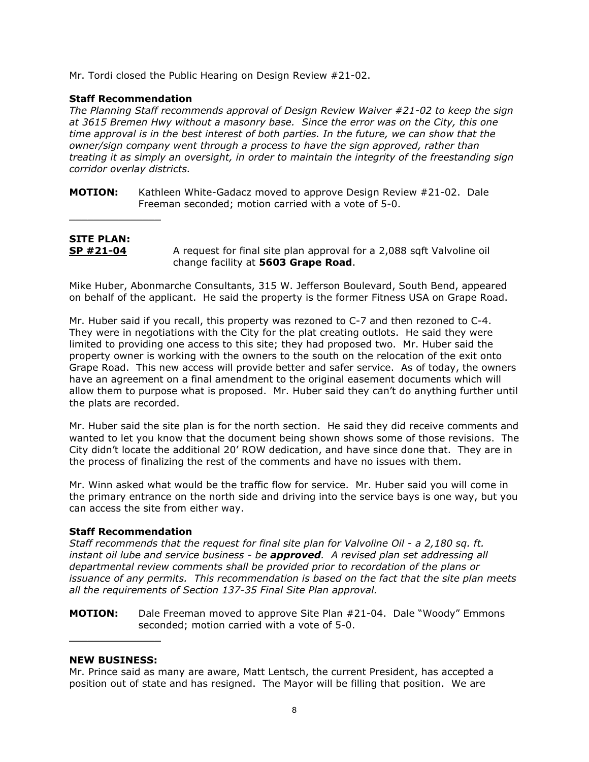Mr. Tordi closed the Public Hearing on Design Review #21-02.

**Staff Recommendation**

*The Planning Staff recommends approval of Design Review Waiver #21-02 to keep the sign at 3615 Bremen Hwy without a masonry base. Since the error was on the City, this one time approval is in the best interest of both parties. In the future, we can show that the owner/sign company went through a process to have the sign approved, rather than treating it as simply an oversight, in order to maintain the integrity of the freestanding sign corridor overlay districts.*

**MOTION:** Kathleen White-Gadacz moved to approve Design Review #21-02. Dale Freeman seconded; motion carried with a vote of 5-0.

---

**SITE PLAN:**

**<u>SP #21-04</u>** A request for final site plan approval for a 2,088 sqft Valvoline oil change facility at **5603 Grape Road**.

Mike Huber, Abonmarche Consultants, 315 W. Jefferson Boulevard, South Bend, appeared on behalf of the applicant. He said the property is the former Fitness USA on Grape Road.

Mr. Huber said if you recall, this property was rezoned to C-7 and then rezoned to C-4. They were in negotiations with the City for the plat creating outlots. He said they were limited to providing one access to this site; they had proposed two. Mr. Huber said the property owner is working with the owners to the south on the relocation of the exit onto Grape Road. This new access will provide better and safer service. As of today, the owners have an agreement on a final amendment to the original easement documents which will allow them to purpose what is proposed. Mr. Huber said they can't do anything further until the plats are recorded.

Mr. Huber said the site plan is for the north section. He said they did receive comments and wanted to let you know that the document being shown shows some of those revisions. The City didn't locate the additional 20' ROW dedication, and have since done that. They are in the process of finalizing the rest of the comments and have no issues with them.

Mr. Winn asked what would be the traffic flow for service. Mr. Huber said you will come in the primary entrance on the north side and driving into the service bays is one way, but you can access the site from either way.

**Staff Recommendation**

*Staff recommends that the request for final site plan for Valvoline Oil - a 2,180 sq. ft. instant oil lube and service business - be* ***approved****. A revised plan set addressing all departmental review comments shall be provided prior to recordation of the plans or issuance of any permits. This recommendation is based on the fact that the site plan meets all the requirements of Section 137-35 Final Site Plan approval.*

**MOTION:** Dale Freeman moved to approve Site Plan #21-04. Dale "Woody" Emmons seconded; motion carried with a vote of 5-0.

---

**NEW BUSINESS:**

Mr. Prince said as many are aware, Matt Lentsch, the current President, has accepted a position out of state and has resigned. The Mayor will be filling that position. We are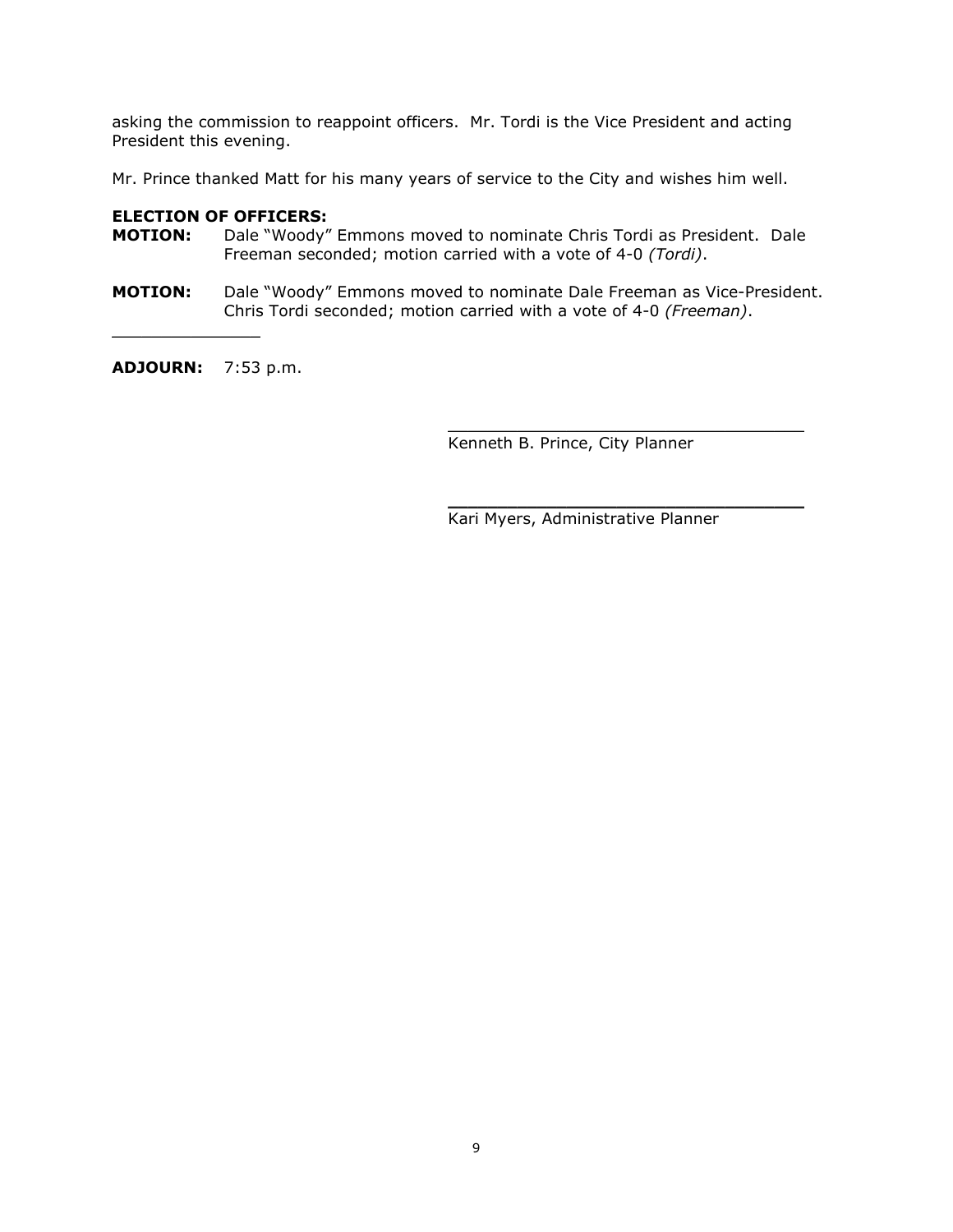asking the commission to reappoint officers. Mr. Tordi is the Vice President and acting President this evening.

Mr. Prince thanked Matt for his many years of service to the City and wishes him well.

**ELECTION OF OFFICERS:**

**MOTION:** Dale "Woody" Emmons moved to nominate Chris Tordi as President. Dale Freeman seconded; motion carried with a vote of 4-0 *(Tordi)*.

**MOTION:** Dale "Woody" Emmons moved to nominate Dale Freeman as Vice-President. Chris Tordi seconded; motion carried with a vote of 4-0 *(Freeman)*.

---

**ADJOURN:** 7:53 p.m.

\_\_\_\_\_\_\_\_\_\_\_\_\_\_\_\_\_\_\_\_\_\_\_\_\_\_\_\_\_\_\_\_\_\_\_
Kenneth B. Prince, City Planner

\_\_\_\_\_\_\_\_\_\_\_\_\_\_\_\_\_\_\_\_\_\_\_\_\_\_\_\_\_\_\_\_\_\_\_
Kari Myers, Administrative Planner